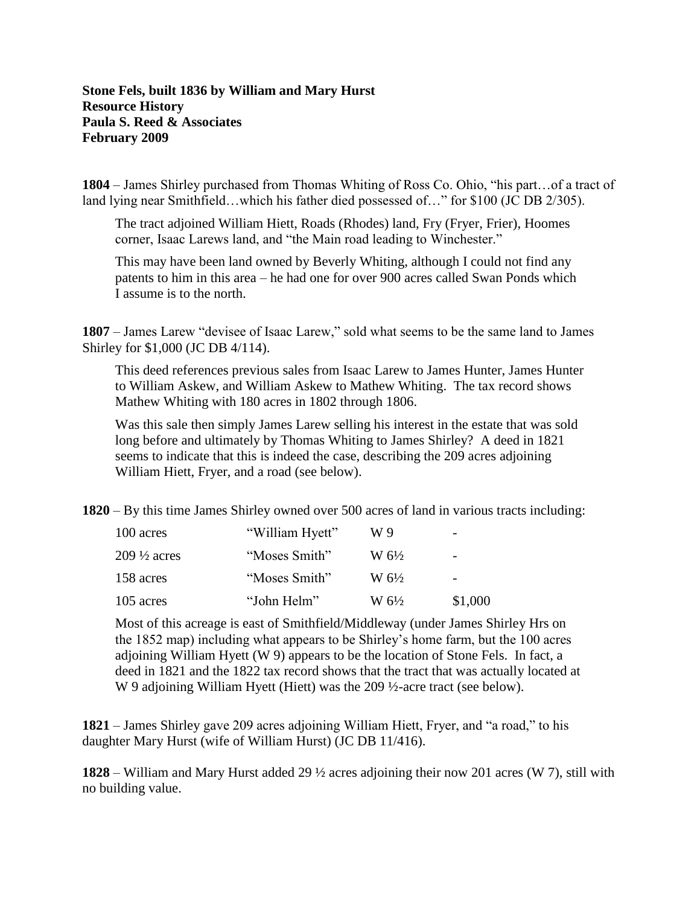**Stone Fels, built 1836 by William and Mary Hurst**
**Resource History**
**Paula S. Reed & Associates**
**February 2009**

**1804** – James Shirley purchased from Thomas Whiting of Ross Co. Ohio, "his part…of a tract of land lying near Smithfield…which his father died possessed of…" for $100 (JC DB 2/305).

The tract adjoined William Hiett, Roads (Rhodes) land, Fry (Fryer, Frier), Hoomes corner, Isaac Larews land, and "the Main road leading to Winchester."

This may have been land owned by Beverly Whiting, although I could not find any patents to him in this area – he had one for over 900 acres called Swan Ponds which I assume is to the north.

**1807** – James Larew "devisee of Isaac Larew," sold what seems to be the same land to James Shirley for $1,000 (JC DB 4/114).

This deed references previous sales from Isaac Larew to James Hunter, James Hunter to William Askew, and William Askew to Mathew Whiting. The tax record shows Mathew Whiting with 180 acres in 1802 through 1806.

Was this sale then simply James Larew selling his interest in the estate that was sold long before and ultimately by Thomas Whiting to James Shirley? A deed in 1821 seems to indicate that this is indeed the case, describing the 209 acres adjoining William Hiett, Fryer, and a road (see below).

**1820** – By this time James Shirley owned over 500 acres of land in various tracts including:

| | | | |
|---|---|---|---|
| 100 acres | "William Hyett" | W 9 | - |
| 209 ½ acres | "Moses Smith" | W 6½ | - |
| 158 acres | "Moses Smith" | W 6½ | - |
| 105 acres | "John Helm" | W 6½ | $1,000 |

Most of this acreage is east of Smithfield/Middleway (under James Shirley Hrs on the 1852 map) including what appears to be Shirley's home farm, but the 100 acres adjoining William Hyett (W 9) appears to be the location of Stone Fels. In fact, a deed in 1821 and the 1822 tax record shows that the tract that was actually located at W 9 adjoining William Hyett (Hiett) was the 209 ½-acre tract (see below).

**1821** – James Shirley gave 209 acres adjoining William Hiett, Fryer, and "a road," to his daughter Mary Hurst (wife of William Hurst) (JC DB 11/416).

**1828** – William and Mary Hurst added 29 ½ acres adjoining their now 201 acres (W 7), still with no building value.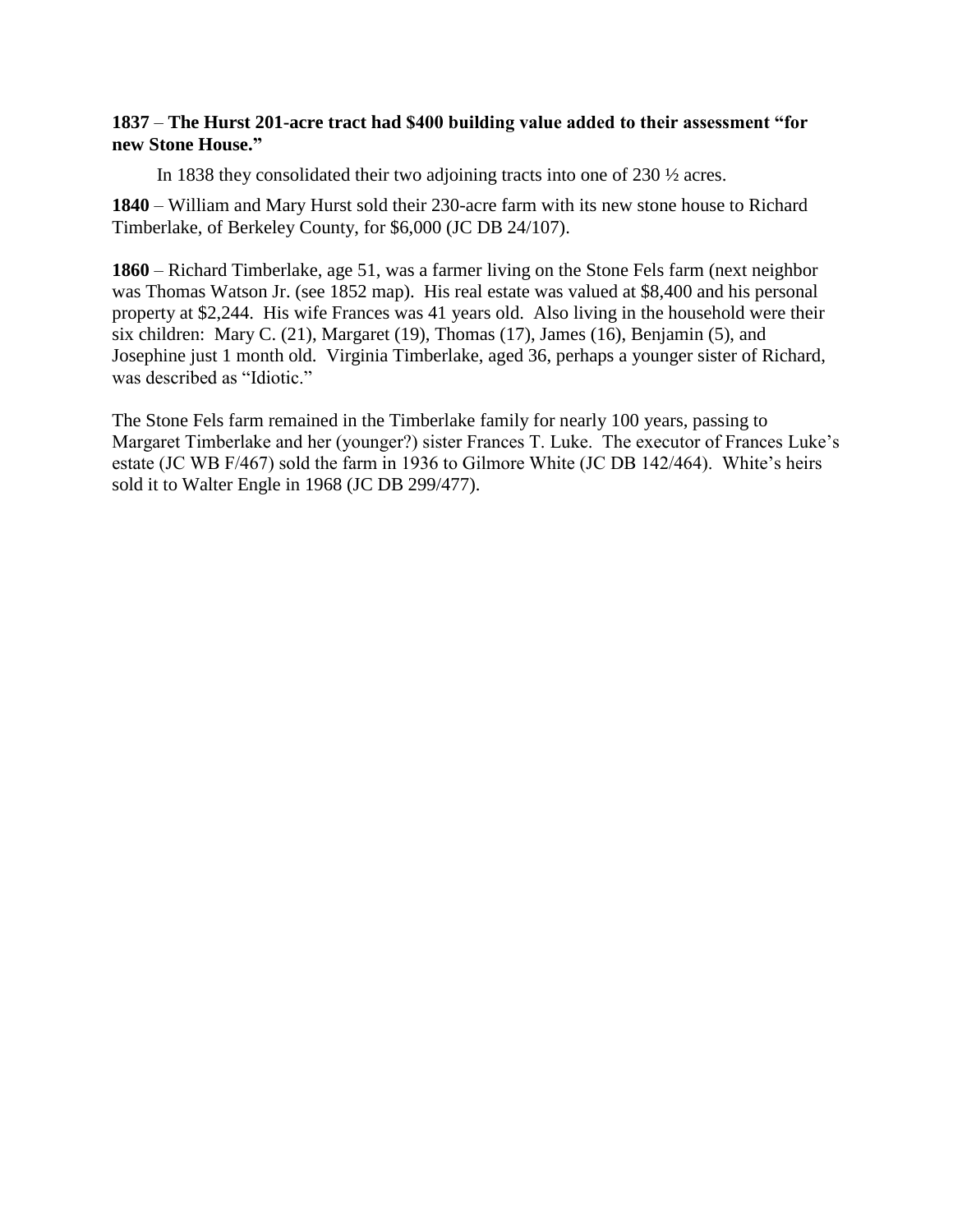**1837** – **The Hurst 201-acre tract had $400 building value added to their assessment "for new Stone House."**

In 1838 they consolidated their two adjoining tracts into one of 230 ½ acres.

**1840** – William and Mary Hurst sold their 230-acre farm with its new stone house to Richard Timberlake, of Berkeley County, for $6,000 (JC DB 24/107).

**1860** – Richard Timberlake, age 51, was a farmer living on the Stone Fels farm (next neighbor was Thomas Watson Jr. (see 1852 map). His real estate was valued at $8,400 and his personal property at $2,244. His wife Frances was 41 years old. Also living in the household were their six children: Mary C. (21), Margaret (19), Thomas (17), James (16), Benjamin (5), and Josephine just 1 month old. Virginia Timberlake, aged 36, perhaps a younger sister of Richard, was described as "Idiotic."

The Stone Fels farm remained in the Timberlake family for nearly 100 years, passing to Margaret Timberlake and her (younger?) sister Frances T. Luke. The executor of Frances Luke's estate (JC WB F/467) sold the farm in 1936 to Gilmore White (JC DB 142/464). White's heirs sold it to Walter Engle in 1968 (JC DB 299/477).